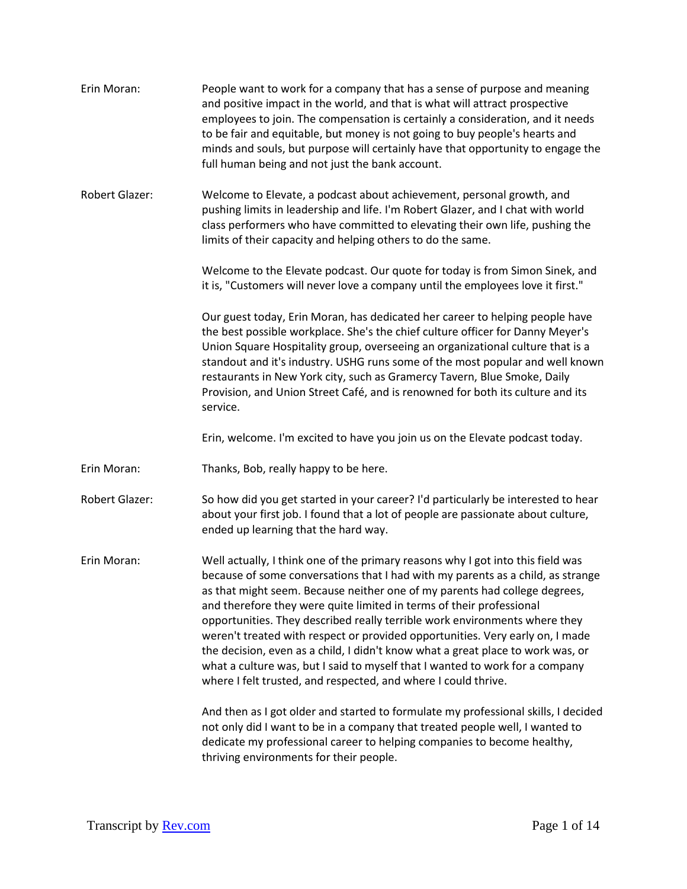**Erin Moran:** People want to work for a company that has a sense of purpose and meaning and positive impact in the world, and that is what will attract prospective employees to join. The compensation is certainly a consideration, and it needs to be fair and equitable, but money is not going to buy people's hearts and minds and souls, but purpose will certainly have that opportunity to engage the full human being and not just the bank account.

**Robert Glazer:** Welcome to Elevate, a podcast about achievement, personal growth, and pushing limits in leadership and life. I'm Robert Glazer, and I chat with world class performers who have committed to elevating their own life, pushing the limits of their capacity and helping others to do the same.

Welcome to the Elevate podcast. Our quote for today is from Simon Sinek, and it is, "Customers will never love a company until the employees love it first."

Our guest today, Erin Moran, has dedicated her career to helping people have the best possible workplace. She's the chief culture officer for Danny Meyer's Union Square Hospitality group, overseeing an organizational culture that is a standout and it's industry. USHG runs some of the most popular and well known restaurants in New York city, such as Gramercy Tavern, Blue Smoke, Daily Provision, and Union Street Café, and is renowned for both its culture and its service.

Erin, welcome. I'm excited to have you join us on the Elevate podcast today.

**Erin Moran:** Thanks, Bob, really happy to be here.

**Robert Glazer:** So how did you get started in your career? I'd particularly be interested to hear about your first job. I found that a lot of people are passionate about culture, ended up learning that the hard way.

**Erin Moran:** Well actually, I think one of the primary reasons why I got into this field was because of some conversations that I had with my parents as a child, as strange as that might seem. Because neither one of my parents had college degrees, and therefore they were quite limited in terms of their professional opportunities. They described really terrible work environments where they weren't treated with respect or provided opportunities. Very early on, I made the decision, even as a child, I didn't know what a great place to work was, or what a culture was, but I said to myself that I wanted to work for a company where I felt trusted, and respected, and where I could thrive.

And then as I got older and started to formulate my professional skills, I decided not only did I want to be in a company that treated people well, I wanted to dedicate my professional career to helping companies to become healthy, thriving environments for their people.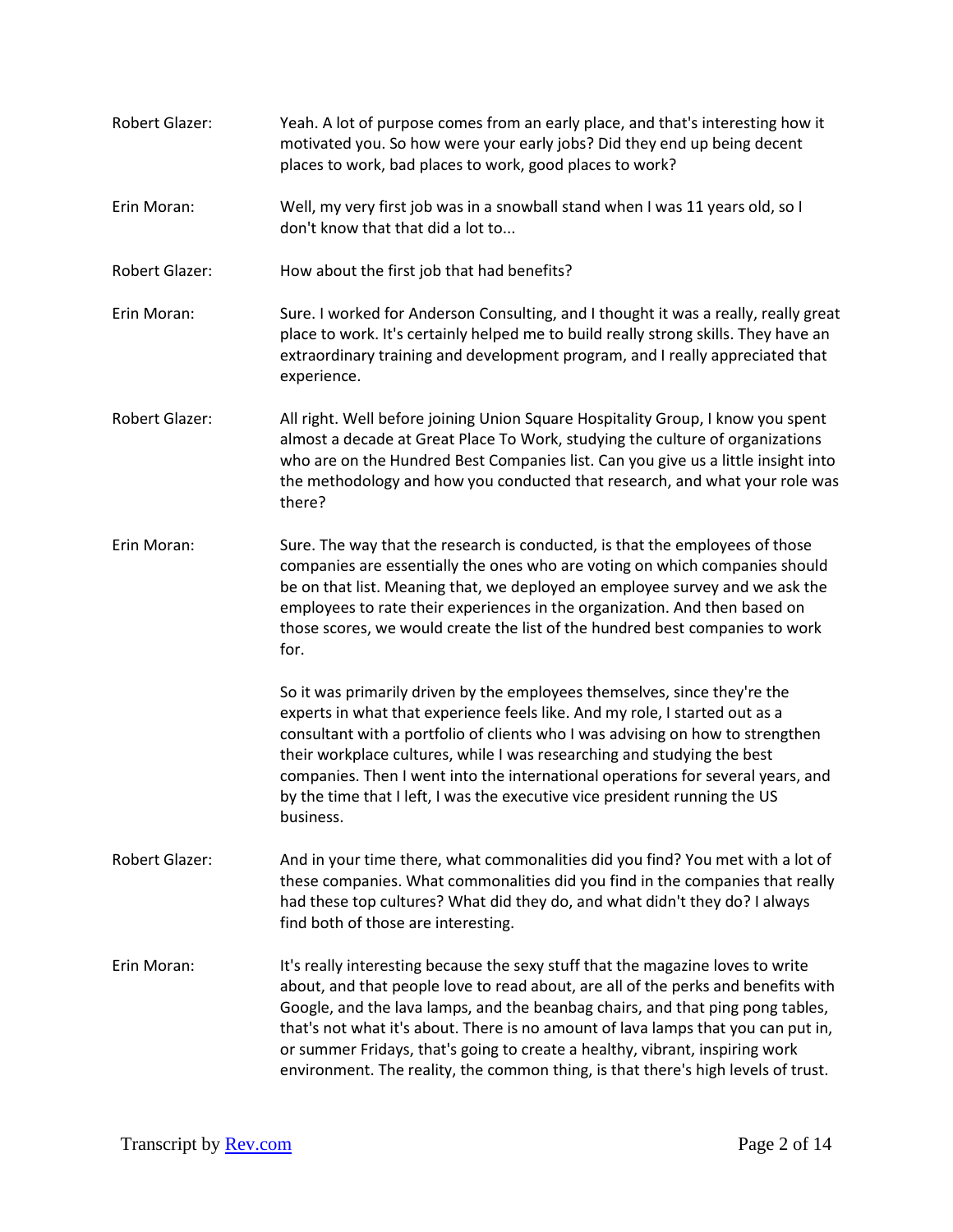Robert Glazer: Yeah. A lot of purpose comes from an early place, and that's interesting how it motivated you. So how were your early jobs? Did they end up being decent places to work, bad places to work, good places to work?

Erin Moran: Well, my very first job was in a snowball stand when I was 11 years old, so I don't know that that did a lot to...

Robert Glazer: How about the first job that had benefits?

Erin Moran: Sure. I worked for Anderson Consulting, and I thought it was a really, really great place to work. It's certainly helped me to build really strong skills. They have an extraordinary training and development program, and I really appreciated that experience.

Robert Glazer: All right. Well before joining Union Square Hospitality Group, I know you spent almost a decade at Great Place To Work, studying the culture of organizations who are on the Hundred Best Companies list. Can you give us a little insight into the methodology and how you conducted that research, and what your role was there?

Erin Moran: Sure. The way that the research is conducted, is that the employees of those companies are essentially the ones who are voting on which companies should be on that list. Meaning that, we deployed an employee survey and we ask the employees to rate their experiences in the organization. And then based on those scores, we would create the list of the hundred best companies to work for.

So it was primarily driven by the employees themselves, since they're the experts in what that experience feels like. And my role, I started out as a consultant with a portfolio of clients who I was advising on how to strengthen their workplace cultures, while I was researching and studying the best companies. Then I went into the international operations for several years, and by the time that I left, I was the executive vice president running the US business.

Robert Glazer: And in your time there, what commonalities did you find? You met with a lot of these companies. What commonalities did you find in the companies that really had these top cultures? What did they do, and what didn't they do? I always find both of those are interesting.

Erin Moran: It's really interesting because the sexy stuff that the magazine loves to write about, and that people love to read about, are all of the perks and benefits with Google, and the lava lamps, and the beanbag chairs, and that ping pong tables, that's not what it's about. There is no amount of lava lamps that you can put in, or summer Fridays, that's going to create a healthy, vibrant, inspiring work environment. The reality, the common thing, is that there's high levels of trust.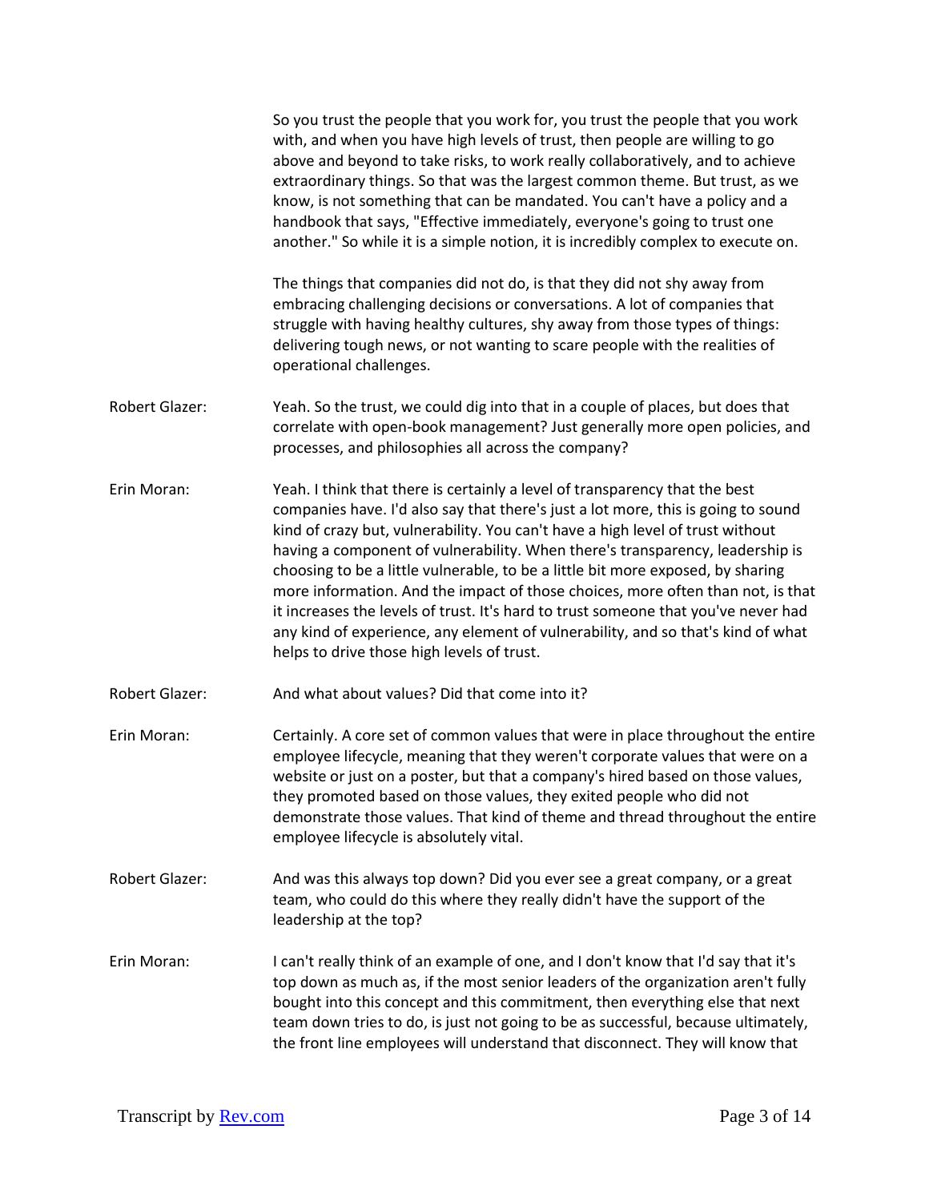So you trust the people that you work for, you trust the people that you work with, and when you have high levels of trust, then people are willing to go above and beyond to take risks, to work really collaboratively, and to achieve extraordinary things. So that was the largest common theme. But trust, as we know, is not something that can be mandated. You can't have a policy and a handbook that says, "Effective immediately, everyone's going to trust one another." So while it is a simple notion, it is incredibly complex to execute on.

The things that companies did not do, is that they did not shy away from embracing challenging decisions or conversations. A lot of companies that struggle with having healthy cultures, shy away from those types of things: delivering tough news, or not wanting to scare people with the realities of operational challenges.

Robert Glazer: Yeah. So the trust, we could dig into that in a couple of places, but does that correlate with open-book management? Just generally more open policies, and processes, and philosophies all across the company?

Erin Moran: Yeah. I think that there is certainly a level of transparency that the best companies have. I'd also say that there's just a lot more, this is going to sound kind of crazy but, vulnerability. You can't have a high level of trust without having a component of vulnerability. When there's transparency, leadership is choosing to be a little vulnerable, to be a little bit more exposed, by sharing more information. And the impact of those choices, more often than not, is that it increases the levels of trust. It's hard to trust someone that you've never had any kind of experience, any element of vulnerability, and so that's kind of what helps to drive those high levels of trust.

Robert Glazer: And what about values? Did that come into it?

Erin Moran: Certainly. A core set of common values that were in place throughout the entire employee lifecycle, meaning that they weren't corporate values that were on a website or just on a poster, but that a company's hired based on those values, they promoted based on those values, they exited people who did not demonstrate those values. That kind of theme and thread throughout the entire employee lifecycle is absolutely vital.

Robert Glazer: And was this always top down? Did you ever see a great company, or a great team, who could do this where they really didn't have the support of the leadership at the top?

Erin Moran: I can't really think of an example of one, and I don't know that I'd say that it's top down as much as, if the most senior leaders of the organization aren't fully bought into this concept and this commitment, then everything else that next team down tries to do, is just not going to be as successful, because ultimately, the front line employees will understand that disconnect. They will know that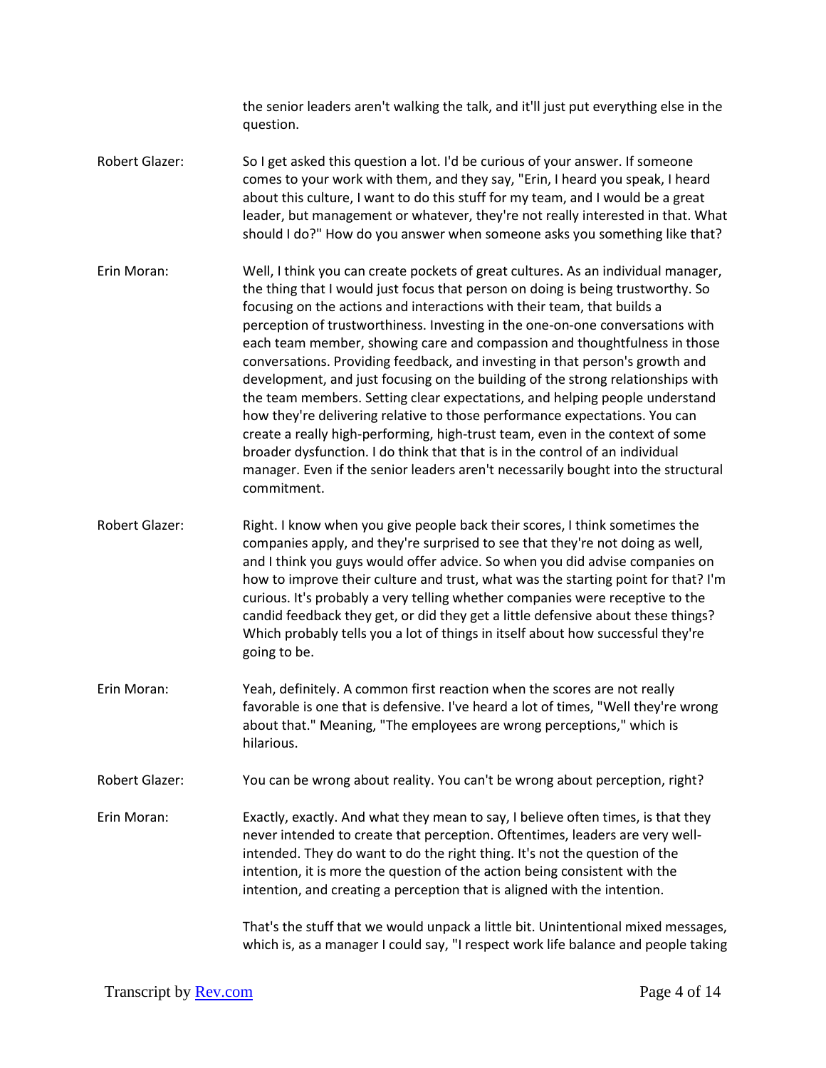the senior leaders aren't walking the talk, and it'll just put everything else in the question.

**Robert Glazer:** So I get asked this question a lot. I'd be curious of your answer. If someone comes to your work with them, and they say, "Erin, I heard you speak, I heard about this culture, I want to do this stuff for my team, and I would be a great leader, but management or whatever, they're not really interested in that. What should I do?" How do you answer when someone asks you something like that?

**Erin Moran:** Well, I think you can create pockets of great cultures. As an individual manager, the thing that I would just focus that person on doing is being trustworthy. So focusing on the actions and interactions with their team, that builds a perception of trustworthiness. Investing in the one-on-one conversations with each team member, showing care and compassion and thoughtfulness in those conversations. Providing feedback, and investing in that person's growth and development, and just focusing on the building of the strong relationships with the team members. Setting clear expectations, and helping people understand how they're delivering relative to those performance expectations. You can create a really high-performing, high-trust team, even in the context of some broader dysfunction. I do think that that is in the control of an individual manager. Even if the senior leaders aren't necessarily bought into the structural commitment.

**Robert Glazer:** Right. I know when you give people back their scores, I think sometimes the companies apply, and they're surprised to see that they're not doing as well, and I think you guys would offer advice. So when you did advise companies on how to improve their culture and trust, what was the starting point for that? I'm curious. It's probably a very telling whether companies were receptive to the candid feedback they get, or did they get a little defensive about these things? Which probably tells you a lot of things in itself about how successful they're going to be.

**Erin Moran:** Yeah, definitely. A common first reaction when the scores are not really favorable is one that is defensive. I've heard a lot of times, "Well they're wrong about that." Meaning, "The employees are wrong perceptions," which is hilarious.

**Robert Glazer:** You can be wrong about reality. You can't be wrong about perception, right?

**Erin Moran:** Exactly, exactly. And what they mean to say, I believe often times, is that they never intended to create that perception. Oftentimes, leaders are very well-intended. They do want to do the right thing. It's not the question of the intention, it is more the question of the action being consistent with the intention, and creating a perception that is aligned with the intention.

That's the stuff that we would unpack a little bit. Unintentional mixed messages, which is, as a manager I could say, "I respect work life balance and people taking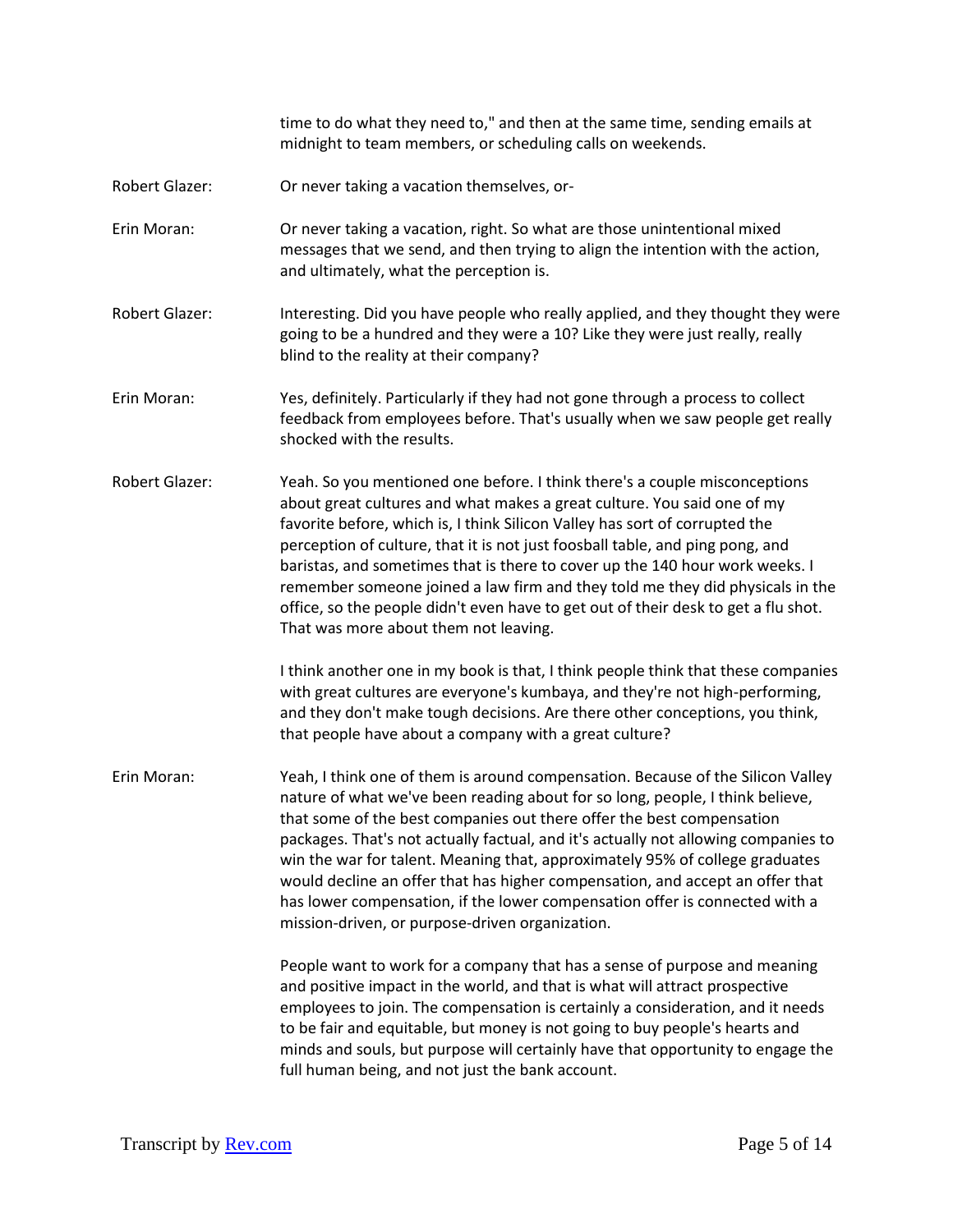time to do what they need to," and then at the same time, sending emails at midnight to team members, or scheduling calls on weekends.

**Robert Glazer:** Or never taking a vacation themselves, or-

**Erin Moran:** Or never taking a vacation, right. So what are those unintentional mixed messages that we send, and then trying to align the intention with the action, and ultimately, what the perception is.

**Robert Glazer:** Interesting. Did you have people who really applied, and they thought they were going to be a hundred and they were a 10? Like they were just really, really blind to the reality at their company?

**Erin Moran:** Yes, definitely. Particularly if they had not gone through a process to collect feedback from employees before. That's usually when we saw people get really shocked with the results.

**Robert Glazer:** Yeah. So you mentioned one before. I think there's a couple misconceptions about great cultures and what makes a great culture. You said one of my favorite before, which is, I think Silicon Valley has sort of corrupted the perception of culture, that it is not just foosball table, and ping pong, and baristas, and sometimes that is there to cover up the 140 hour work weeks. I remember someone joined a law firm and they told me they did physicals in the office, so the people didn't even have to get out of their desk to get a flu shot. That was more about them not leaving.

I think another one in my book is that, I think people think that these companies with great cultures are everyone's kumbaya, and they're not high-performing, and they don't make tough decisions. Are there other conceptions, you think, that people have about a company with a great culture?

**Erin Moran:** Yeah, I think one of them is around compensation. Because of the Silicon Valley nature of what we've been reading about for so long, people, I think believe, that some of the best companies out there offer the best compensation packages. That's not actually factual, and it's actually not allowing companies to win the war for talent. Meaning that, approximately 95% of college graduates would decline an offer that has higher compensation, and accept an offer that has lower compensation, if the lower compensation offer is connected with a mission-driven, or purpose-driven organization.

People want to work for a company that has a sense of purpose and meaning and positive impact in the world, and that is what will attract prospective employees to join. The compensation is certainly a consideration, and it needs to be fair and equitable, but money is not going to buy people's hearts and minds and souls, but purpose will certainly have that opportunity to engage the full human being, and not just the bank account.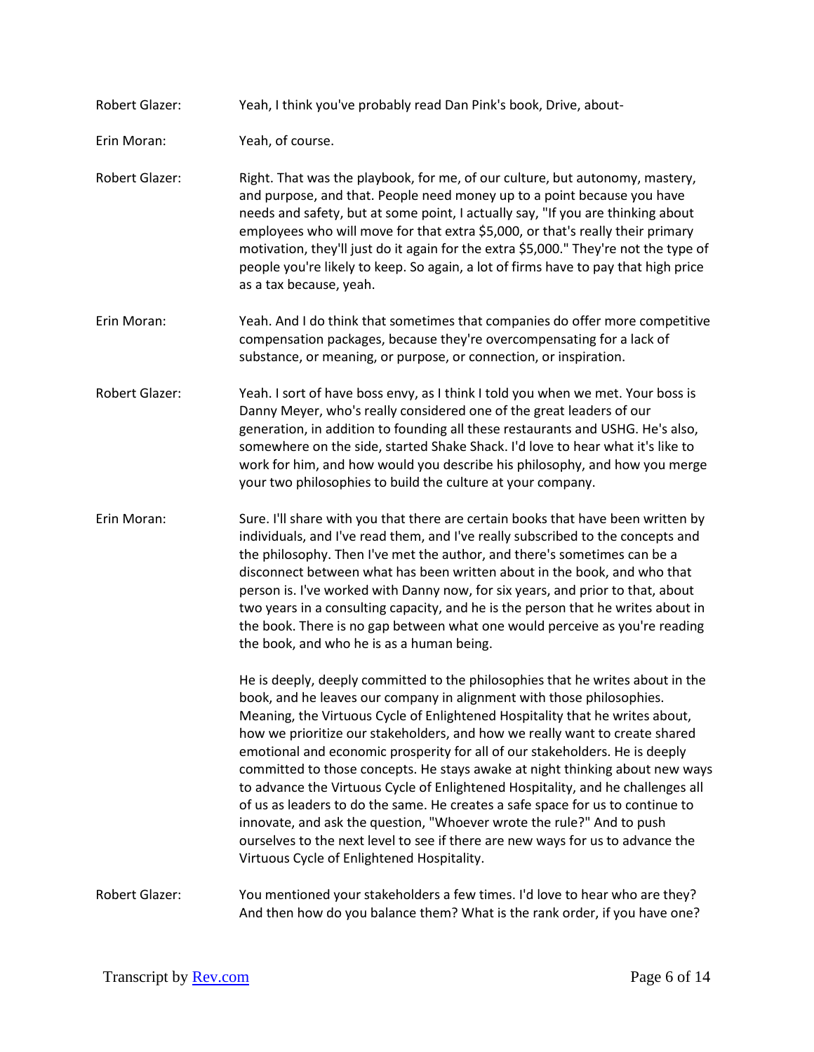Robert Glazer: Yeah, I think you've probably read Dan Pink's book, Drive, about-

Erin Moran: Yeah, of course.

Robert Glazer: Right. That was the playbook, for me, of our culture, but autonomy, mastery, and purpose, and that. People need money up to a point because you have needs and safety, but at some point, I actually say, "If you are thinking about employees who will move for that extra $5,000, or that's really their primary motivation, they'll just do it again for the extra $5,000." They're not the type of people you're likely to keep. So again, a lot of firms have to pay that high price as a tax because, yeah.

Erin Moran: Yeah. And I do think that sometimes that companies do offer more competitive compensation packages, because they're overcompensating for a lack of substance, or meaning, or purpose, or connection, or inspiration.

Robert Glazer: Yeah. I sort of have boss envy, as I think I told you when we met. Your boss is Danny Meyer, who's really considered one of the great leaders of our generation, in addition to founding all these restaurants and USHG. He's also, somewhere on the side, started Shake Shack. I'd love to hear what it's like to work for him, and how would you describe his philosophy, and how you merge your two philosophies to build the culture at your company.

Erin Moran: Sure. I'll share with you that there are certain books that have been written by individuals, and I've read them, and I've really subscribed to the concepts and the philosophy. Then I've met the author, and there's sometimes can be a disconnect between what has been written about in the book, and who that person is. I've worked with Danny now, for six years, and prior to that, about two years in a consulting capacity, and he is the person that he writes about in the book. There is no gap between what one would perceive as you're reading the book, and who he is as a human being.

He is deeply, deeply committed to the philosophies that he writes about in the book, and he leaves our company in alignment with those philosophies. Meaning, the Virtuous Cycle of Enlightened Hospitality that he writes about, how we prioritize our stakeholders, and how we really want to create shared emotional and economic prosperity for all of our stakeholders. He is deeply committed to those concepts. He stays awake at night thinking about new ways to advance the Virtuous Cycle of Enlightened Hospitality, and he challenges all of us as leaders to do the same. He creates a safe space for us to continue to innovate, and ask the question, "Whoever wrote the rule?" And to push ourselves to the next level to see if there are new ways for us to advance the Virtuous Cycle of Enlightened Hospitality.

Robert Glazer: You mentioned your stakeholders a few times. I'd love to hear who are they? And then how do you balance them? What is the rank order, if you have one?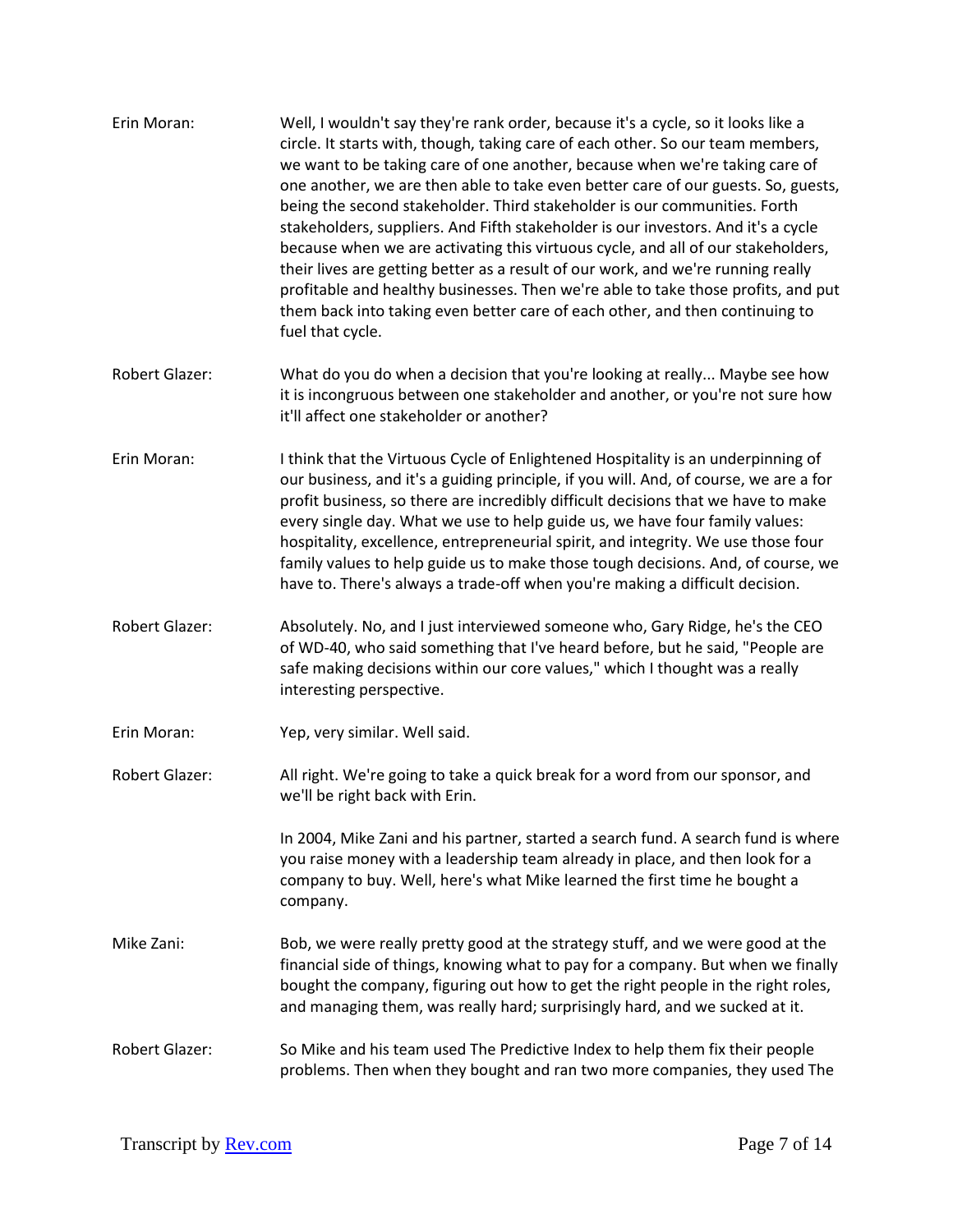**Erin Moran:** Well, I wouldn't say they're rank order, because it's a cycle, so it looks like a circle. It starts with, though, taking care of each other. So our team members, we want to be taking care of one another, because when we're taking care of one another, we are then able to take even better care of our guests. So, guests, being the second stakeholder. Third stakeholder is our communities. Forth stakeholders, suppliers. And Fifth stakeholder is our investors. And it's a cycle because when we are activating this virtuous cycle, and all of our stakeholders, their lives are getting better as a result of our work, and we're running really profitable and healthy businesses. Then we're able to take those profits, and put them back into taking even better care of each other, and then continuing to fuel that cycle.

**Robert Glazer:** What do you do when a decision that you're looking at really... Maybe see how it is incongruous between one stakeholder and another, or you're not sure how it'll affect one stakeholder or another?

**Erin Moran:** I think that the Virtuous Cycle of Enlightened Hospitality is an underpinning of our business, and it's a guiding principle, if you will. And, of course, we are a for profit business, so there are incredibly difficult decisions that we have to make every single day. What we use to help guide us, we have four family values: hospitality, excellence, entrepreneurial spirit, and integrity. We use those four family values to help guide us to make those tough decisions. And, of course, we have to. There's always a trade-off when you're making a difficult decision.

**Robert Glazer:** Absolutely. No, and I just interviewed someone who, Gary Ridge, he's the CEO of WD-40, who said something that I've heard before, but he said, "People are safe making decisions within our core values," which I thought was a really interesting perspective.

**Erin Moran:** Yep, very similar. Well said.

**Robert Glazer:** All right. We're going to take a quick break for a word from our sponsor, and we'll be right back with Erin.

In 2004, Mike Zani and his partner, started a search fund. A search fund is where you raise money with a leadership team already in place, and then look for a company to buy. Well, here's what Mike learned the first time he bought a company.

**Mike Zani:** Bob, we were really pretty good at the strategy stuff, and we were good at the financial side of things, knowing what to pay for a company. But when we finally bought the company, figuring out how to get the right people in the right roles, and managing them, was really hard; surprisingly hard, and we sucked at it.

**Robert Glazer:** So Mike and his team used The Predictive Index to help them fix their people problems. Then when they bought and ran two more companies, they used The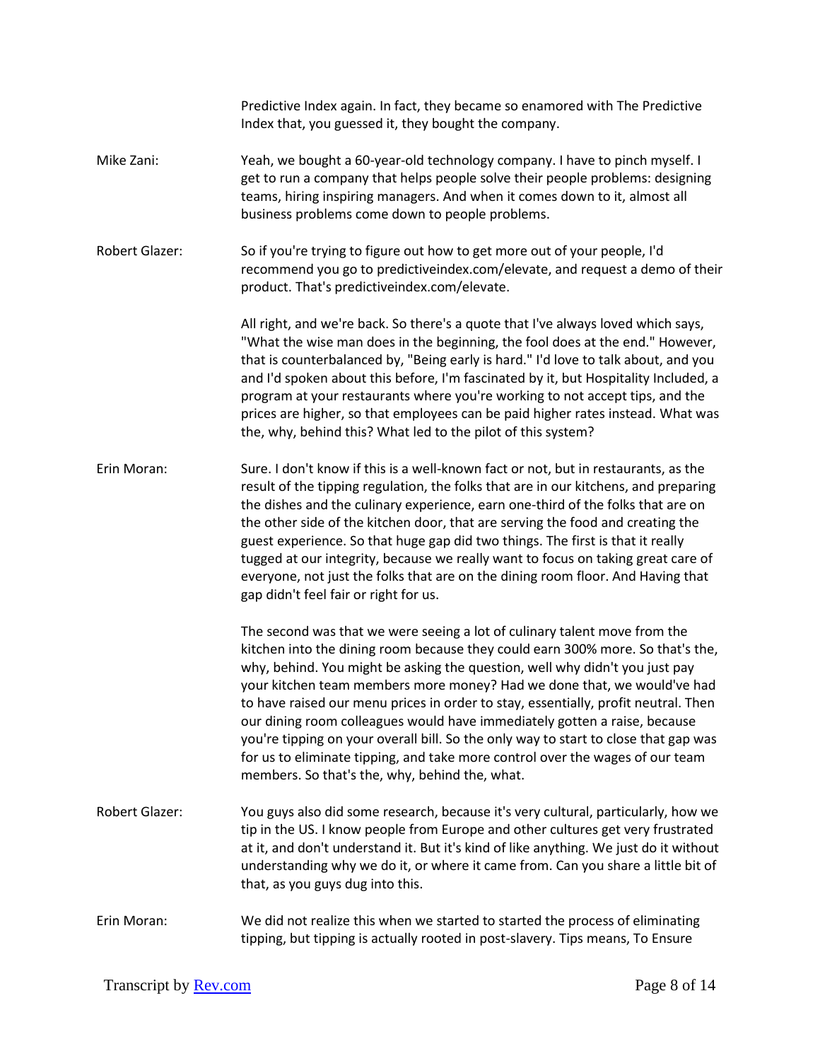Predictive Index again. In fact, they became so enamored with The Predictive Index that, you guessed it, they bought the company.

Mike Zani: Yeah, we bought a 60-year-old technology company. I have to pinch myself. I get to run a company that helps people solve their people problems: designing teams, hiring inspiring managers. And when it comes down to it, almost all business problems come down to people problems.

Robert Glazer: So if you're trying to figure out how to get more out of your people, I'd recommend you go to predictiveindex.com/elevate, and request a demo of their product. That's predictiveindex.com/elevate.

All right, and we're back. So there's a quote that I've always loved which says, "What the wise man does in the beginning, the fool does at the end." However, that is counterbalanced by, "Being early is hard." I'd love to talk about, and you and I'd spoken about this before, I'm fascinated by it, but Hospitality Included, a program at your restaurants where you're working to not accept tips, and the prices are higher, so that employees can be paid higher rates instead. What was the, why, behind this? What led to the pilot of this system?

Erin Moran: Sure. I don't know if this is a well-known fact or not, but in restaurants, as the result of the tipping regulation, the folks that are in our kitchens, and preparing the dishes and the culinary experience, earn one-third of the folks that are on the other side of the kitchen door, that are serving the food and creating the guest experience. So that huge gap did two things. The first is that it really tugged at our integrity, because we really want to focus on taking great care of everyone, not just the folks that are on the dining room floor. And Having that gap didn't feel fair or right for us.

The second was that we were seeing a lot of culinary talent move from the kitchen into the dining room because they could earn 300% more. So that's the, why, behind. You might be asking the question, well why didn't you just pay your kitchen team members more money? Had we done that, we would've had to have raised our menu prices in order to stay, essentially, profit neutral. Then our dining room colleagues would have immediately gotten a raise, because you're tipping on your overall bill. So the only way to start to close that gap was for us to eliminate tipping, and take more control over the wages of our team members. So that's the, why, behind the, what.

Robert Glazer: You guys also did some research, because it's very cultural, particularly, how we tip in the US. I know people from Europe and other cultures get very frustrated at it, and don't understand it. But it's kind of like anything. We just do it without understanding why we do it, or where it came from. Can you share a little bit of that, as you guys dug into this.

Erin Moran: We did not realize this when we started to started the process of eliminating tipping, but tipping is actually rooted in post-slavery. Tips means, To Ensure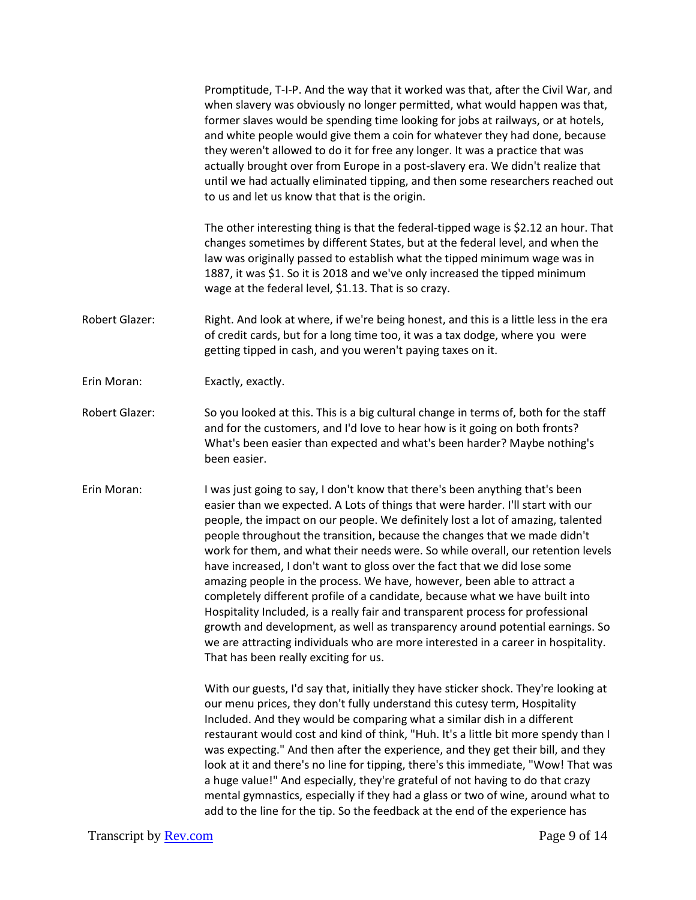Promptitude, T-I-P. And the way that it worked was that, after the Civil War, and when slavery was obviously no longer permitted, what would happen was that, former slaves would be spending time looking for jobs at railways, or at hotels, and white people would give them a coin for whatever they had done, because they weren't allowed to do it for free any longer. It was a practice that was actually brought over from Europe in a post-slavery era. We didn't realize that until we had actually eliminated tipping, and then some researchers reached out to us and let us know that that is the origin.

The other interesting thing is that the federal-tipped wage is $2.12 an hour. That changes sometimes by different States, but at the federal level, and when the law was originally passed to establish what the tipped minimum wage was in 1887, it was $1. So it is 2018 and we've only increased the tipped minimum wage at the federal level, $1.13. That is so crazy.

Robert Glazer: Right. And look at where, if we're being honest, and this is a little less in the era of credit cards, but for a long time too, it was a tax dodge, where you were getting tipped in cash, and you weren't paying taxes on it.

Erin Moran: Exactly, exactly.

Robert Glazer: So you looked at this. This is a big cultural change in terms of, both for the staff and for the customers, and I'd love to hear how is it going on both fronts? What's been easier than expected and what's been harder? Maybe nothing's been easier.

Erin Moran: I was just going to say, I don't know that there's been anything that's been easier than we expected. A Lots of things that were harder. I'll start with our people, the impact on our people. We definitely lost a lot of amazing, talented people throughout the transition, because the changes that we made didn't work for them, and what their needs were. So while overall, our retention levels have increased, I don't want to gloss over the fact that we did lose some amazing people in the process. We have, however, been able to attract a completely different profile of a candidate, because what we have built into Hospitality Included, is a really fair and transparent process for professional growth and development, as well as transparency around potential earnings. So we are attracting individuals who are more interested in a career in hospitality. That has been really exciting for us.

With our guests, I'd say that, initially they have sticker shock. They're looking at our menu prices, they don't fully understand this cutesy term, Hospitality Included. And they would be comparing what a similar dish in a different restaurant would cost and kind of think, "Huh. It's a little bit more spendy than I was expecting." And then after the experience, and they get their bill, and they look at it and there's no line for tipping, there's this immediate, "Wow! That was a huge value!" And especially, they're grateful of not having to do that crazy mental gymnastics, especially if they had a glass or two of wine, around what to add to the line for the tip. So the feedback at the end of the experience has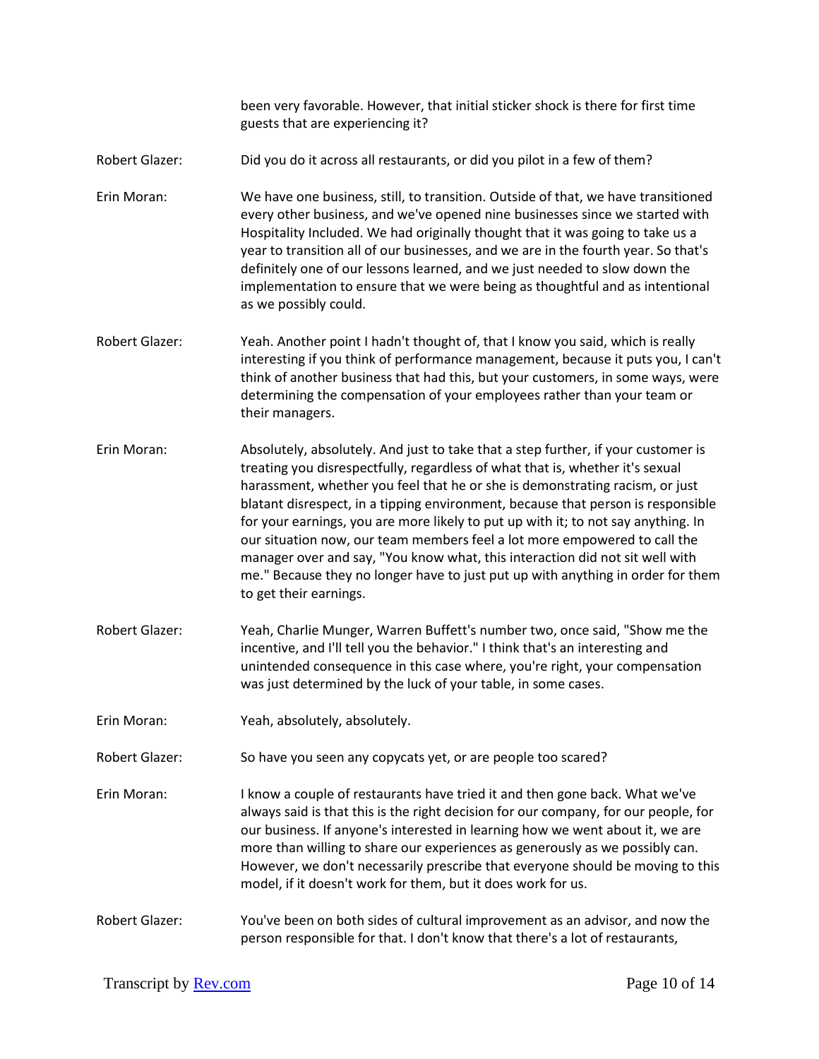been very favorable. However, that initial sticker shock is there for first time guests that are experiencing it?

Robert Glazer: Did you do it across all restaurants, or did you pilot in a few of them?

Erin Moran: We have one business, still, to transition. Outside of that, we have transitioned every other business, and we've opened nine businesses since we started with Hospitality Included. We had originally thought that it was going to take us a year to transition all of our businesses, and we are in the fourth year. So that's definitely one of our lessons learned, and we just needed to slow down the implementation to ensure that we were being as thoughtful and as intentional as we possibly could.

Robert Glazer: Yeah. Another point I hadn't thought of, that I know you said, which is really interesting if you think of performance management, because it puts you, I can't think of another business that had this, but your customers, in some ways, were determining the compensation of your employees rather than your team or their managers.

Erin Moran: Absolutely, absolutely. And just to take that a step further, if your customer is treating you disrespectfully, regardless of what that is, whether it's sexual harassment, whether you feel that he or she is demonstrating racism, or just blatant disrespect, in a tipping environment, because that person is responsible for your earnings, you are more likely to put up with it; to not say anything. In our situation now, our team members feel a lot more empowered to call the manager over and say, "You know what, this interaction did not sit well with me." Because they no longer have to just put up with anything in order for them to get their earnings.

Robert Glazer: Yeah, Charlie Munger, Warren Buffett's number two, once said, "Show me the incentive, and I'll tell you the behavior." I think that's an interesting and unintended consequence in this case where, you're right, your compensation was just determined by the luck of your table, in some cases.

Erin Moran: Yeah, absolutely, absolutely.

Robert Glazer: So have you seen any copycats yet, or are people too scared?

Erin Moran: I know a couple of restaurants have tried it and then gone back. What we've always said is that this is the right decision for our company, for our people, for our business. If anyone's interested in learning how we went about it, we are more than willing to share our experiences as generously as we possibly can. However, we don't necessarily prescribe that everyone should be moving to this model, if it doesn't work for them, but it does work for us.

Robert Glazer: You've been on both sides of cultural improvement as an advisor, and now the person responsible for that. I don't know that there's a lot of restaurants,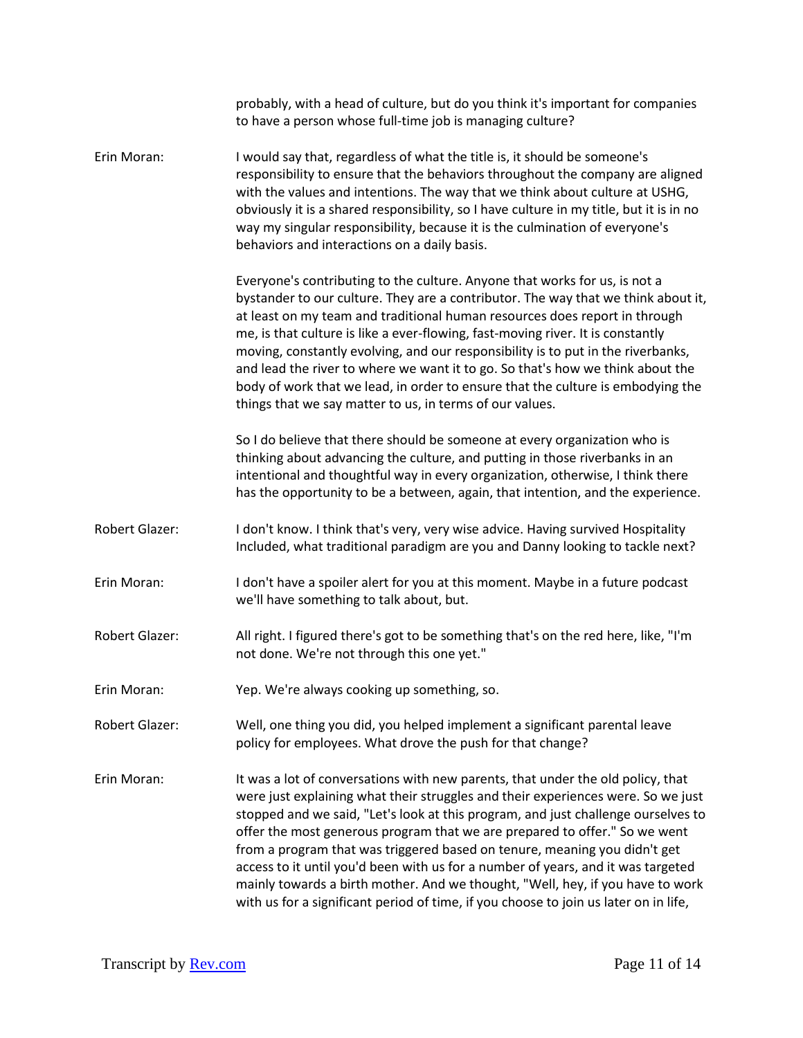probably, with a head of culture, but do you think it's important for companies to have a person whose full-time job is managing culture?

**Erin Moran:** I would say that, regardless of what the title is, it should be someone's responsibility to ensure that the behaviors throughout the company are aligned with the values and intentions. The way that we think about culture at USHG, obviously it is a shared responsibility, so I have culture in my title, but it is in no way my singular responsibility, because it is the culmination of everyone's behaviors and interactions on a daily basis.

Everyone's contributing to the culture. Anyone that works for us, is not a bystander to our culture. They are a contributor. The way that we think about it, at least on my team and traditional human resources does report in through me, is that culture is like a ever-flowing, fast-moving river. It is constantly moving, constantly evolving, and our responsibility is to put in the riverbanks, and lead the river to where we want it to go. So that's how we think about the body of work that we lead, in order to ensure that the culture is embodying the things that we say matter to us, in terms of our values.

So I do believe that there should be someone at every organization who is thinking about advancing the culture, and putting in those riverbanks in an intentional and thoughtful way in every organization, otherwise, I think there has the opportunity to be a between, again, that intention, and the experience.

**Robert Glazer:** I don't know. I think that's very, very wise advice. Having survived Hospitality Included, what traditional paradigm are you and Danny looking to tackle next?

**Erin Moran:** I don't have a spoiler alert for you at this moment. Maybe in a future podcast we'll have something to talk about, but.

**Robert Glazer:** All right. I figured there's got to be something that's on the red here, like, "I'm not done. We're not through this one yet."

**Erin Moran:** Yep. We're always cooking up something, so.

**Robert Glazer:** Well, one thing you did, you helped implement a significant parental leave policy for employees. What drove the push for that change?

**Erin Moran:** It was a lot of conversations with new parents, that under the old policy, that were just explaining what their struggles and their experiences were. So we just stopped and we said, "Let's look at this program, and just challenge ourselves to offer the most generous program that we are prepared to offer." So we went from a program that was triggered based on tenure, meaning you didn't get access to it until you'd been with us for a number of years, and it was targeted mainly towards a birth mother. And we thought, "Well, hey, if you have to work with us for a significant period of time, if you choose to join us later on in life,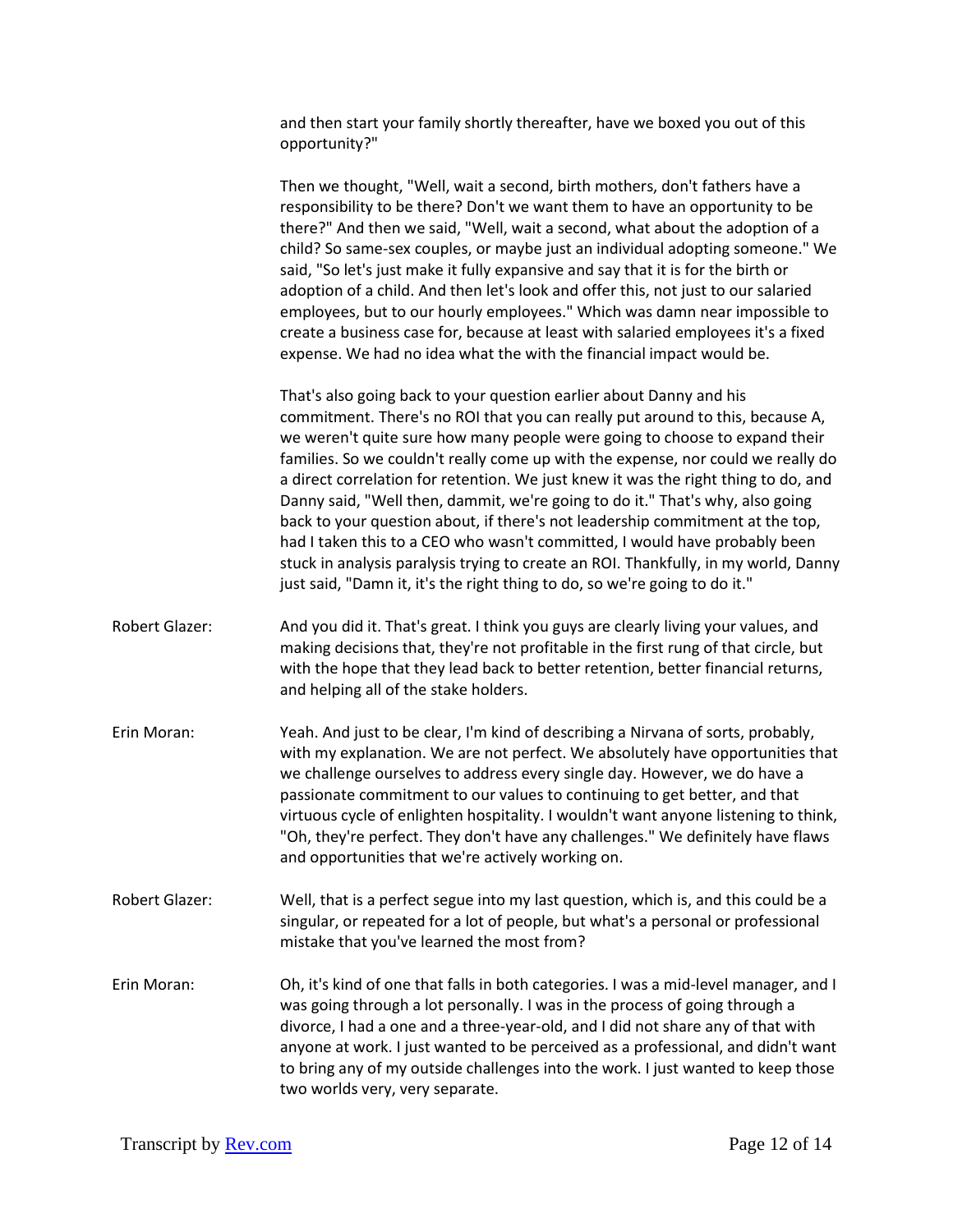and then start your family shortly thereafter, have we boxed you out of this opportunity?"

Then we thought, "Well, wait a second, birth mothers, don't fathers have a responsibility to be there? Don't we want them to have an opportunity to be there?" And then we said, "Well, wait a second, what about the adoption of a child? So same-sex couples, or maybe just an individual adopting someone." We said, "So let's just make it fully expansive and say that it is for the birth or adoption of a child. And then let's look and offer this, not just to our salaried employees, but to our hourly employees." Which was damn near impossible to create a business case for, because at least with salaried employees it's a fixed expense. We had no idea what the with the financial impact would be.

That's also going back to your question earlier about Danny and his commitment. There's no ROI that you can really put around to this, because A, we weren't quite sure how many people were going to choose to expand their families. So we couldn't really come up with the expense, nor could we really do a direct correlation for retention. We just knew it was the right thing to do, and Danny said, "Well then, dammit, we're going to do it." That's why, also going back to your question about, if there's not leadership commitment at the top, had I taken this to a CEO who wasn't committed, I would have probably been stuck in analysis paralysis trying to create an ROI. Thankfully, in my world, Danny just said, "Damn it, it's the right thing to do, so we're going to do it."

Robert Glazer: And you did it. That's great. I think you guys are clearly living your values, and making decisions that, they're not profitable in the first rung of that circle, but with the hope that they lead back to better retention, better financial returns, and helping all of the stake holders.

Erin Moran: Yeah. And just to be clear, I'm kind of describing a Nirvana of sorts, probably, with my explanation. We are not perfect. We absolutely have opportunities that we challenge ourselves to address every single day. However, we do have a passionate commitment to our values to continuing to get better, and that virtuous cycle of enlighten hospitality. I wouldn't want anyone listening to think, "Oh, they're perfect. They don't have any challenges." We definitely have flaws and opportunities that we're actively working on.

Robert Glazer: Well, that is a perfect segue into my last question, which is, and this could be a singular, or repeated for a lot of people, but what's a personal or professional mistake that you've learned the most from?

Erin Moran: Oh, it's kind of one that falls in both categories. I was a mid-level manager, and I was going through a lot personally. I was in the process of going through a divorce, I had a one and a three-year-old, and I did not share any of that with anyone at work. I just wanted to be perceived as a professional, and didn't want to bring any of my outside challenges into the work. I just wanted to keep those two worlds very, very separate.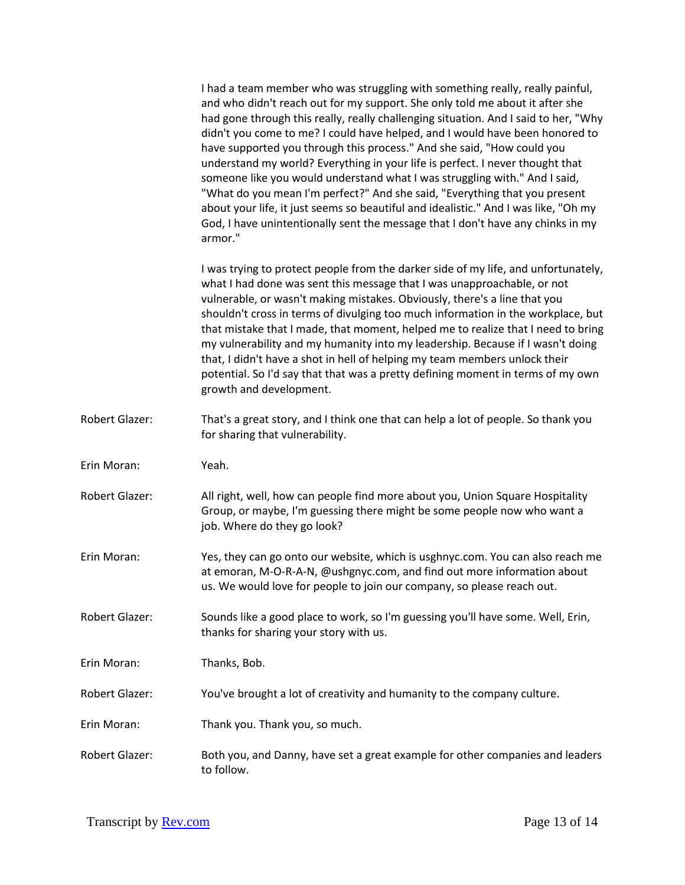I had a team member who was struggling with something really, really painful, and who didn't reach out for my support. She only told me about it after she had gone through this really, really challenging situation. And I said to her, "Why didn't you come to me? I could have helped, and I would have been honored to have supported you through this process." And she said, "How could you understand my world? Everything in your life is perfect. I never thought that someone like you would understand what I was struggling with." And I said, "What do you mean I'm perfect?" And she said, "Everything that you present about your life, it just seems so beautiful and idealistic." And I was like, "Oh my God, I have unintentionally sent the message that I don't have any chinks in my armor."

I was trying to protect people from the darker side of my life, and unfortunately, what I had done was sent this message that I was unapproachable, or not vulnerable, or wasn't making mistakes. Obviously, there's a line that you shouldn't cross in terms of divulging too much information in the workplace, but that mistake that I made, that moment, helped me to realize that I need to bring my vulnerability and my humanity into my leadership. Because if I wasn't doing that, I didn't have a shot in hell of helping my team members unlock their potential. So I'd say that that was a pretty defining moment in terms of my own growth and development.

Robert Glazer: That's a great story, and I think one that can help a lot of people. So thank you for sharing that vulnerability.

Erin Moran: Yeah.

Robert Glazer: All right, well, how can people find more about you, Union Square Hospitality Group, or maybe, I'm guessing there might be some people now who want a job. Where do they go look?

Erin Moran: Yes, they can go onto our website, which is usghnyc.com. You can also reach me at emoran, M-O-R-A-N, @ushgnyc.com, and find out more information about us. We would love for people to join our company, so please reach out.

Robert Glazer: Sounds like a good place to work, so I'm guessing you'll have some. Well, Erin, thanks for sharing your story with us.

Erin Moran: Thanks, Bob.

Robert Glazer: You've brought a lot of creativity and humanity to the company culture.

Erin Moran: Thank you. Thank you, so much.

Robert Glazer: Both you, and Danny, have set a great example for other companies and leaders to follow.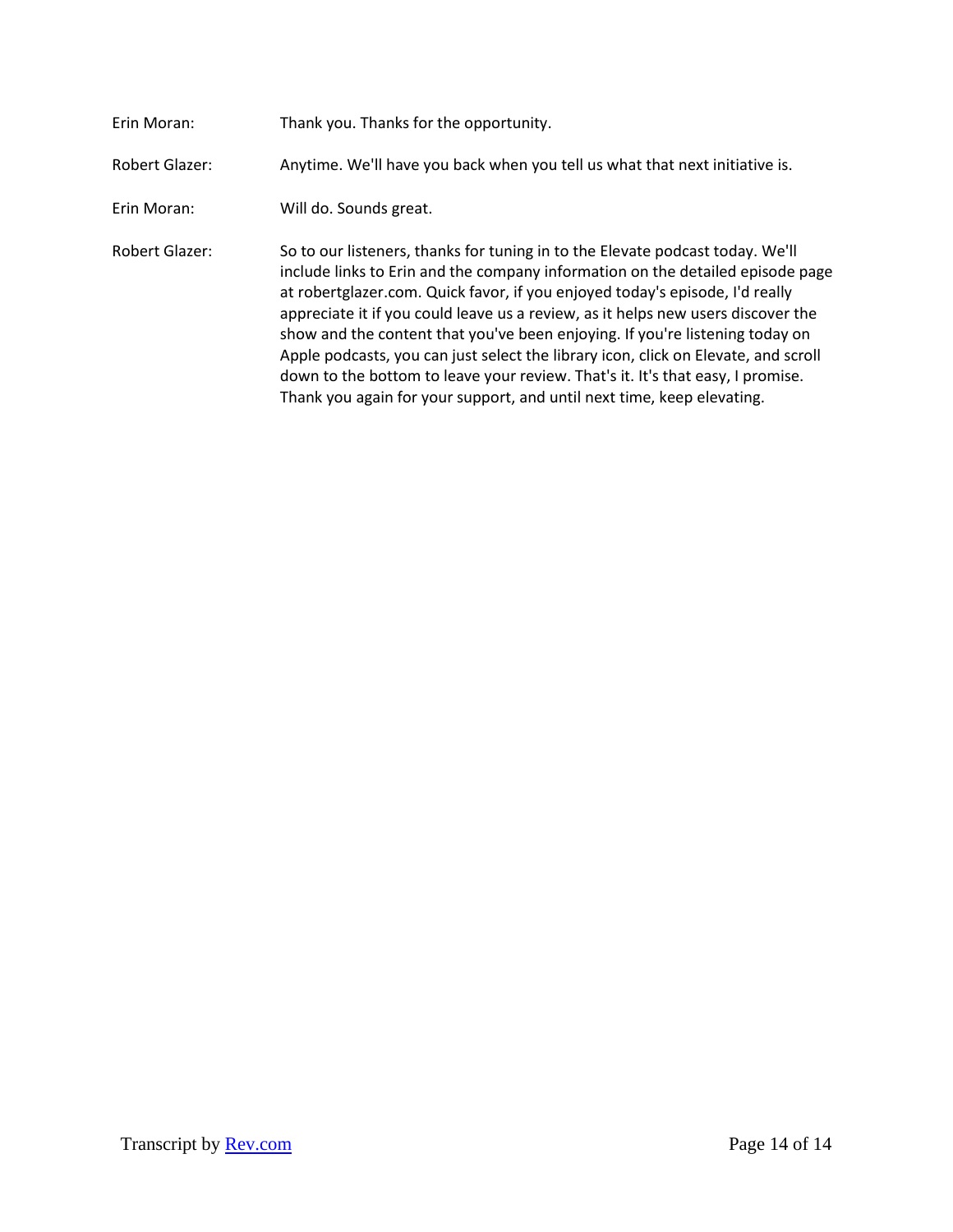Erin Moran: Thank you. Thanks for the opportunity.

Robert Glazer: Anytime. We'll have you back when you tell us what that next initiative is.

Erin Moran: Will do. Sounds great.

Robert Glazer: So to our listeners, thanks for tuning in to the Elevate podcast today. We'll include links to Erin and the company information on the detailed episode page at robertglazer.com. Quick favor, if you enjoyed today's episode, I'd really appreciate it if you could leave us a review, as it helps new users discover the show and the content that you've been enjoying. If you're listening today on Apple podcasts, you can just select the library icon, click on Elevate, and scroll down to the bottom to leave your review. That's it. It's that easy, I promise. Thank you again for your support, and until next time, keep elevating.